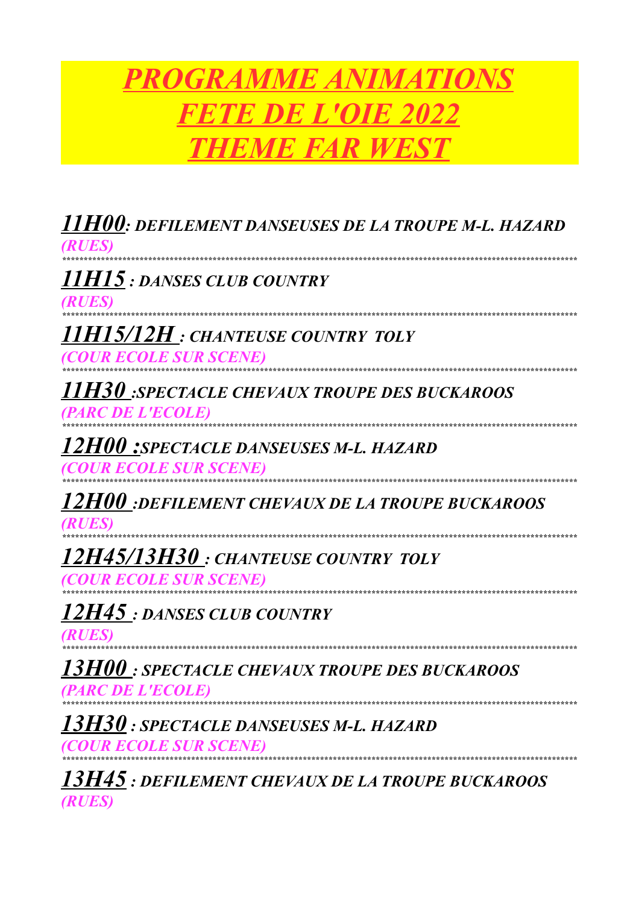# *PROGRAMME ANIMATIONS*
# *FETE DE L'OIE 2022*
# *THEME FAR WEST*

***11H00**: DEFILEMENT DANSEUSES DE LA TROUPE M-L. HAZARD*
*(RUES)*

****************************************************************************************************************************

***11H15** : DANSES CLUB COUNTRY*
*(RUES)*

****************************************************************************************************************************

***11H15/12H** : CHANTEUSE COUNTRY TOLY*
*(COUR ECOLE SUR SCENE)*

****************************************************************************************************************************

***11H30** :SPECTACLE CHEVAUX TROUPE DES BUCKAROOS*
*(PARC DE L'ECOLE)*

****************************************************************************************************************************

***12H00** :SPECTACLE DANSEUSES M-L. HAZARD*
*(COUR ECOLE SUR SCENE)*

****************************************************************************************************************************

***12H00** :DEFILEMENT CHEVAUX DE LA TROUPE BUCKAROOS*
*(RUES)*

****************************************************************************************************************************

***12H45/13H30** : CHANTEUSE COUNTRY TOLY*
*(COUR ECOLE SUR SCENE)*

****************************************************************************************************************************

***12H45** : DANSES CLUB COUNTRY*
*(RUES)*

****************************************************************************************************************************

***13H00** : SPECTACLE CHEVAUX TROUPE DES BUCKAROOS*
*(PARC DE L'ECOLE)*

****************************************************************************************************************************

***13H30** : SPECTACLE DANSEUSES M-L. HAZARD*
*(COUR ECOLE SUR SCENE)*

****************************************************************************************************************************

***13H45** : DEFILEMENT CHEVAUX DE LA TROUPE BUCKAROOS*
*(RUES)*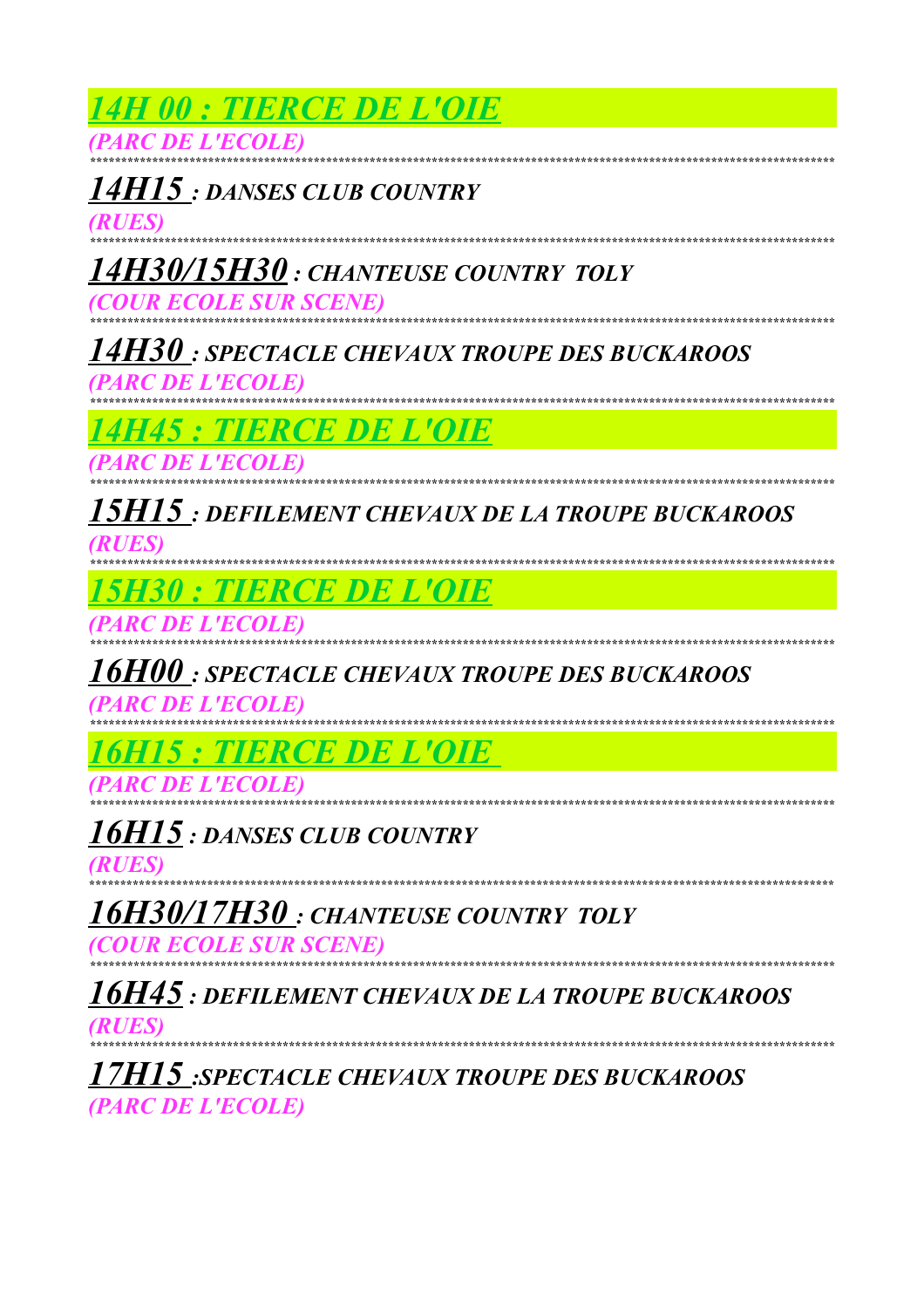***14H 00 : TIERCE DE L'OIE***

***(PARC DE L'ECOLE)***

***

***14H15 : DANSES CLUB COUNTRY***

***(RUES)***

***

***14H30/15H30 : CHANTEUSE COUNTRY TOLY***

***(COUR ECOLE SUR SCENE)***

***

***14H30 : SPECTACLE CHEVAUX TROUPE DES BUCKAROOS***

***(PARC DE L'ECOLE)***

***

***14H45 : TIERCE DE L'OIE***

***(PARC DE L'ECOLE)***

***

***15H15 : DEFILEMENT CHEVAUX DE LA TROUPE BUCKAROOS***

***(RUES)***

***

***15H30 : TIERCE DE L'OIE***

***(PARC DE L'ECOLE)***

***

***16H00 : SPECTACLE CHEVAUX TROUPE DES BUCKAROOS***

***(PARC DE L'ECOLE)***

***

***16H15 : TIERCE DE L'OIE***

***(PARC DE L'ECOLE)***

***

***16H15 : DANSES CLUB COUNTRY***

***(RUES)***

***

***16H30/17H30 : CHANTEUSE COUNTRY TOLY***

***(COUR ECOLE SUR SCENE)***

***

***16H45 : DEFILEMENT CHEVAUX DE LA TROUPE BUCKAROOS***

***(RUES)***

***

***17H15 :SPECTACLE CHEVAUX TROUPE DES BUCKAROOS***

***(PARC DE L'ECOLE)***